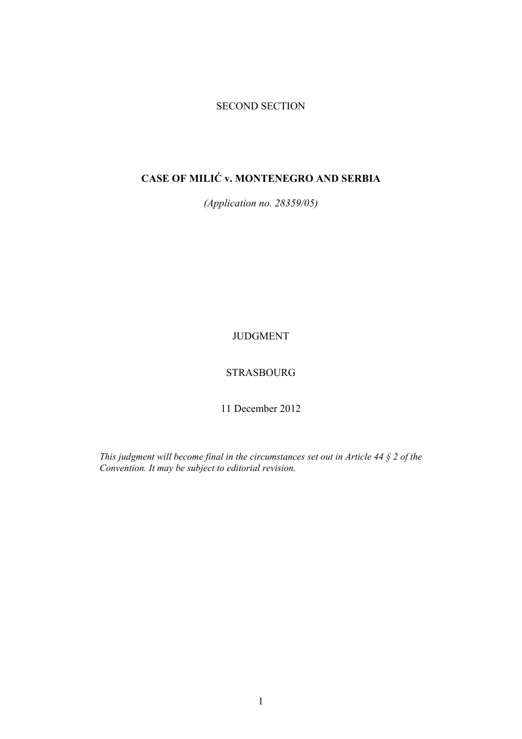SECOND SECTION

# CASE OF MILIĆ v. MONTENEGRO AND SERBIA

*(Application no. 28359/05)*

JUDGMENT

STRASBOURG

11 December 2012

*This judgment will become final in the circumstances set out in Article 44 § 2 of the Convention. It may be subject to editorial revision.*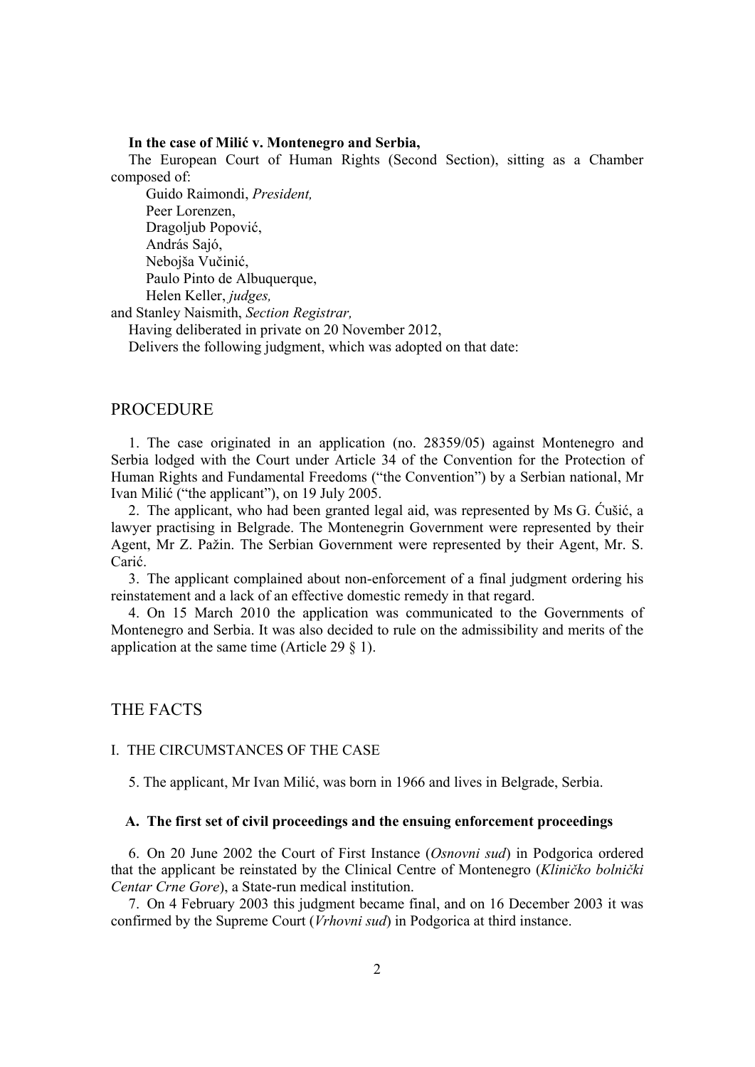**In the case of Milić v. Montenegro and Serbia,**

The European Court of Human Rights (Second Section), sitting as a Chamber composed of:

Guido Raimondi, *President,*
Peer Lorenzen,
Dragoljub Popović,
András Sajó,
Nebojša Vučinić,
Paulo Pinto de Albuquerque,
Helen Keller, *judges,*
and Stanley Naismith, *Section Registrar,*

Having deliberated in private on 20 November 2012,

Delivers the following judgment, which was adopted on that date:

# PROCEDURE

1. The case originated in an application (no. 28359/05) against Montenegro and Serbia lodged with the Court under Article 34 of the Convention for the Protection of Human Rights and Fundamental Freedoms ("the Convention") by a Serbian national, Mr Ivan Milić ("the applicant"), on 19 July 2005.

2. The applicant, who had been granted legal aid, was represented by Ms G. Ćušić, a lawyer practising in Belgrade. The Montenegrin Government were represented by their Agent, Mr Z. Pažin. The Serbian Government were represented by their Agent, Mr. S. Carić.

3. The applicant complained about non-enforcement of a final judgment ordering his reinstatement and a lack of an effective domestic remedy in that regard.

4. On 15 March 2010 the application was communicated to the Governments of Montenegro and Serbia. It was also decided to rule on the admissibility and merits of the application at the same time (Article 29 § 1).

# THE FACTS

## I. THE CIRCUMSTANCES OF THE CASE

5. The applicant, Mr Ivan Milić, was born in 1966 and lives in Belgrade, Serbia.

### A. The first set of civil proceedings and the ensuing enforcement proceedings

6. On 20 June 2002 the Court of First Instance (*Osnovni sud*) in Podgorica ordered that the applicant be reinstated by the Clinical Centre of Montenegro (*Kliničko bolnički Centar Crne Gore*), a State-run medical institution.

7. On 4 February 2003 this judgment became final, and on 16 December 2003 it was confirmed by the Supreme Court (*Vrhovni sud*) in Podgorica at third instance.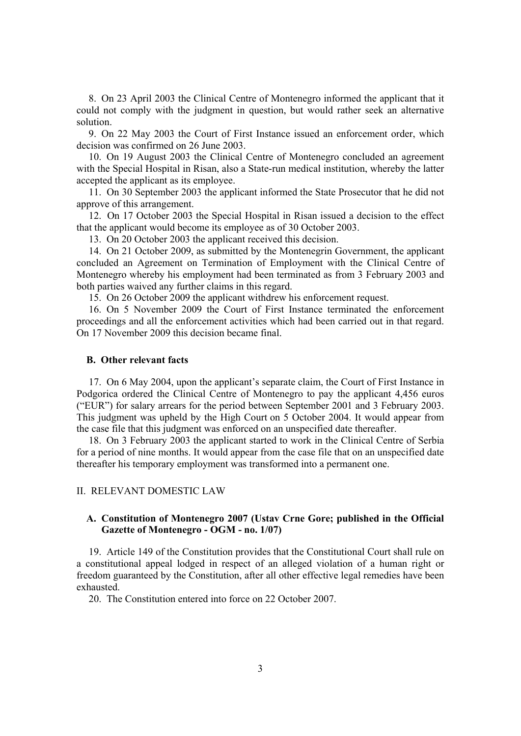8. On 23 April 2003 the Clinical Centre of Montenegro informed the applicant that it could not comply with the judgment in question, but would rather seek an alternative solution.

9. On 22 May 2003 the Court of First Instance issued an enforcement order, which decision was confirmed on 26 June 2003.

10. On 19 August 2003 the Clinical Centre of Montenegro concluded an agreement with the Special Hospital in Risan, also a State-run medical institution, whereby the latter accepted the applicant as its employee.

11. On 30 September 2003 the applicant informed the State Prosecutor that he did not approve of this arrangement.

12. On 17 October 2003 the Special Hospital in Risan issued a decision to the effect that the applicant would become its employee as of 30 October 2003.

13. On 20 October 2003 the applicant received this decision.

14. On 21 October 2009, as submitted by the Montenegrin Government, the applicant concluded an Agreement on Termination of Employment with the Clinical Centre of Montenegro whereby his employment had been terminated as from 3 February 2003 and both parties waived any further claims in this regard.

15. On 26 October 2009 the applicant withdrew his enforcement request.

16. On 5 November 2009 the Court of First Instance terminated the enforcement proceedings and all the enforcement activities which had been carried out in that regard. On 17 November 2009 this decision became final.

### B. Other relevant facts

17. On 6 May 2004, upon the applicant's separate claim, the Court of First Instance in Podgorica ordered the Clinical Centre of Montenegro to pay the applicant 4,456 euros ("EUR") for salary arrears for the period between September 2001 and 3 February 2003. This judgment was upheld by the High Court on 5 October 2004. It would appear from the case file that this judgment was enforced on an unspecified date thereafter.

18. On 3 February 2003 the applicant started to work in the Clinical Centre of Serbia for a period of nine months. It would appear from the case file that on an unspecified date thereafter his temporary employment was transformed into a permanent one.

## II. RELEVANT DOMESTIC LAW

### A. Constitution of Montenegro 2007 (Ustav Crne Gore; published in the Official Gazette of Montenegro - OGM - no. 1/07)

19. Article 149 of the Constitution provides that the Constitutional Court shall rule on a constitutional appeal lodged in respect of an alleged violation of a human right or freedom guaranteed by the Constitution, after all other effective legal remedies have been exhausted.

20. The Constitution entered into force on 22 October 2007.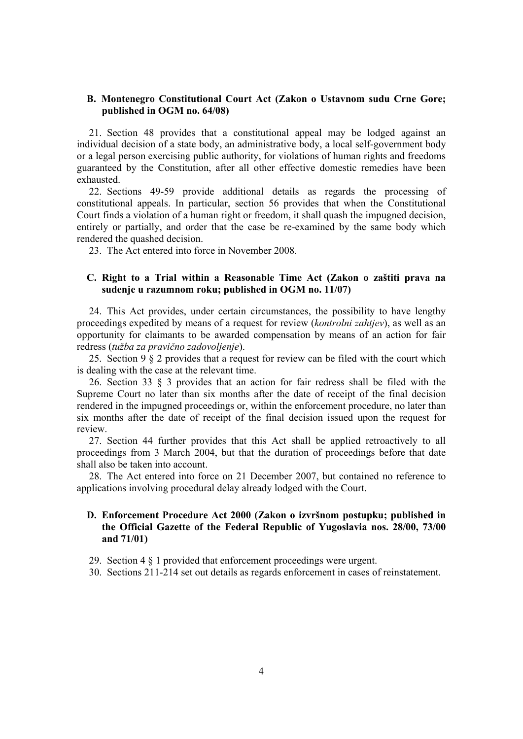### B. Montenegro Constitutional Court Act (Zakon o Ustavnom sudu Crne Gore; published in OGM no. 64/08)

21. Section 48 provides that a constitutional appeal may be lodged against an individual decision of a state body, an administrative body, a local self-government body or a legal person exercising public authority, for violations of human rights and freedoms guaranteed by the Constitution, after all other effective domestic remedies have been exhausted.

22. Sections 49-59 provide additional details as regards the processing of constitutional appeals. In particular, section 56 provides that when the Constitutional Court finds a violation of a human right or freedom, it shall quash the impugned decision, entirely or partially, and order that the case be re-examined by the same body which rendered the quashed decision.

23. The Act entered into force in November 2008.

### C. Right to a Trial within a Reasonable Time Act (Zakon o zaštiti prava na suđenje u razumnom roku; published in OGM no. 11/07)

24. This Act provides, under certain circumstances, the possibility to have lengthy proceedings expedited by means of a request for review (*kontrolni zahtjev*), as well as an opportunity for claimants to be awarded compensation by means of an action for fair redress (*tužba za pravično zadovoljenje*).

25. Section 9 § 2 provides that a request for review can be filed with the court which is dealing with the case at the relevant time.

26. Section 33 § 3 provides that an action for fair redress shall be filed with the Supreme Court no later than six months after the date of receipt of the final decision rendered in the impugned proceedings or, within the enforcement procedure, no later than six months after the date of receipt of the final decision issued upon the request for review.

27. Section 44 further provides that this Act shall be applied retroactively to all proceedings from 3 March 2004, but that the duration of proceedings before that date shall also be taken into account.

28. The Act entered into force on 21 December 2007, but contained no reference to applications involving procedural delay already lodged with the Court.

### D. Enforcement Procedure Act 2000 (Zakon o izvršnom postupku; published in the Official Gazette of the Federal Republic of Yugoslavia nos. 28/00, 73/00 and 71/01)

29. Section 4 § 1 provided that enforcement proceedings were urgent.

30. Sections 211-214 set out details as regards enforcement in cases of reinstatement.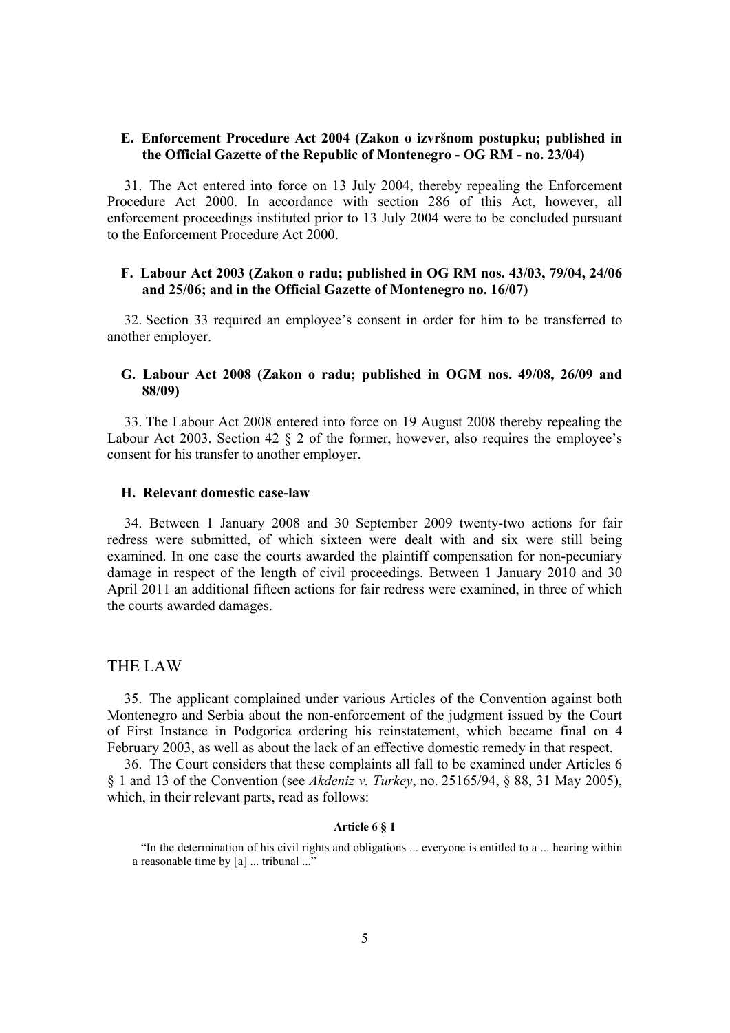### E. Enforcement Procedure Act 2004 (Zakon o izvršnom postupku; published in the Official Gazette of the Republic of Montenegro - OG RM - no. 23/04)

31. The Act entered into force on 13 July 2004, thereby repealing the Enforcement Procedure Act 2000. In accordance with section 286 of this Act, however, all enforcement proceedings instituted prior to 13 July 2004 were to be concluded pursuant to the Enforcement Procedure Act 2000.

### F. Labour Act 2003 (Zakon o radu; published in OG RM nos. 43/03, 79/04, 24/06 and 25/06; and in the Official Gazette of Montenegro no. 16/07)

32. Section 33 required an employee's consent in order for him to be transferred to another employer.

### G. Labour Act 2008 (Zakon o radu; published in OGM nos. 49/08, 26/09 and 88/09)

33. The Labour Act 2008 entered into force on 19 August 2008 thereby repealing the Labour Act 2003. Section 42 § 2 of the former, however, also requires the employee's consent for his transfer to another employer.

### H. Relevant domestic case-law

34. Between 1 January 2008 and 30 September 2009 twenty-two actions for fair redress were submitted, of which sixteen were dealt with and six were still being examined. In one case the courts awarded the plaintiff compensation for non-pecuniary damage in respect of the length of civil proceedings. Between 1 January 2010 and 30 April 2011 an additional fifteen actions for fair redress were examined, in three of which the courts awarded damages.

## THE LAW

35. The applicant complained under various Articles of the Convention against both Montenegro and Serbia about the non-enforcement of the judgment issued by the Court of First Instance in Podgorica ordering his reinstatement, which became final on 4 February 2003, as well as about the lack of an effective domestic remedy in that respect.

36. The Court considers that these complaints all fall to be examined under Articles 6 § 1 and 13 of the Convention (see *Akdeniz v. Turkey*, no. 25165/94, § 88, 31 May 2005), which, in their relevant parts, read as follows:

**Article 6 § 1**

> "In the determination of his civil rights and obligations ... everyone is entitled to a ... hearing within a reasonable time by [a] ... tribunal ..."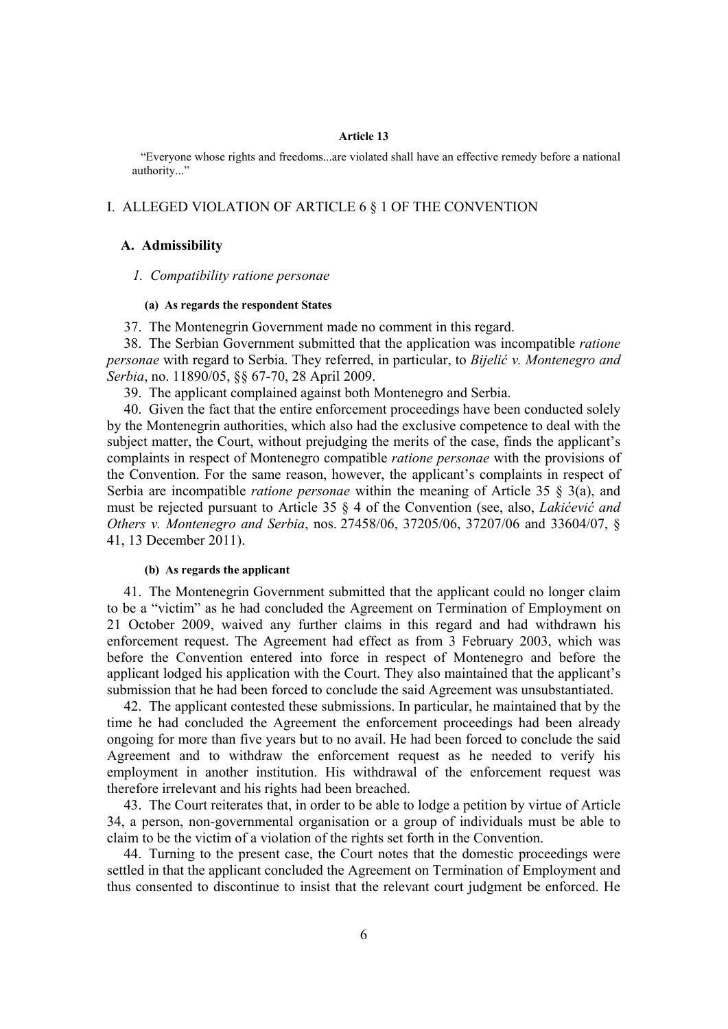**Article 13**

"Everyone whose rights and freedoms...are violated shall have an effective remedy before a national authority..."

## I. ALLEGED VIOLATION OF ARTICLE 6 § 1 OF THE CONVENTION

### A. Admissibility

#### *1. Compatibility ratione personae*

##### (a) As regards the respondent States

37. The Montenegrin Government made no comment in this regard.

38. The Serbian Government submitted that the application was incompatible *ratione personae* with regard to Serbia. They referred, in particular, to *Bijelić v. Montenegro and Serbia*, no. 11890/05, §§ 67-70, 28 April 2009.

39. The applicant complained against both Montenegro and Serbia.

40. Given the fact that the entire enforcement proceedings have been conducted solely by the Montenegrin authorities, which also had the exclusive competence to deal with the subject matter, the Court, without prejudging the merits of the case, finds the applicant's complaints in respect of Montenegro compatible *ratione personae* with the provisions of the Convention. For the same reason, however, the applicant's complaints in respect of Serbia are incompatible *ratione personae* within the meaning of Article 35 § 3(a), and must be rejected pursuant to Article 35 § 4 of the Convention (see, also, *Lakićević and Others v. Montenegro and Serbia*, nos. 27458/06, 37205/06, 37207/06 and 33604/07, § 41, 13 December 2011).

##### (b) As regards the applicant

41. The Montenegrin Government submitted that the applicant could no longer claim to be a "victim" as he had concluded the Agreement on Termination of Employment on 21 October 2009, waived any further claims in this regard and had withdrawn his enforcement request. The Agreement had effect as from 3 February 2003, which was before the Convention entered into force in respect of Montenegro and before the applicant lodged his application with the Court. They also maintained that the applicant's submission that he had been forced to conclude the said Agreement was unsubstantiated.

42. The applicant contested these submissions. In particular, he maintained that by the time he had concluded the Agreement the enforcement proceedings had been already ongoing for more than five years but to no avail. He had been forced to conclude the said Agreement and to withdraw the enforcement request as he needed to verify his employment in another institution. His withdrawal of the enforcement request was therefore irrelevant and his rights had been breached.

43. The Court reiterates that, in order to be able to lodge a petition by virtue of Article 34, a person, non-governmental organisation or a group of individuals must be able to claim to be the victim of a violation of the rights set forth in the Convention.

44. Turning to the present case, the Court notes that the domestic proceedings were settled in that the applicant concluded the Agreement on Termination of Employment and thus consented to discontinue to insist that the relevant court judgment be enforced. He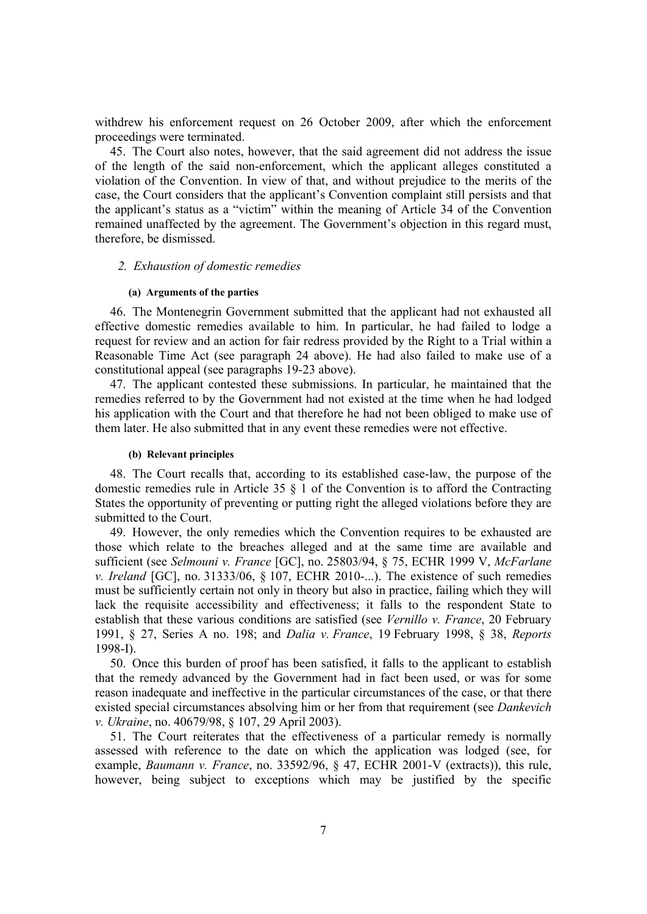withdrew his enforcement request on 26 October 2009, after which the enforcement proceedings were terminated.

45. The Court also notes, however, that the said agreement did not address the issue of the length of the said non-enforcement, which the applicant alleges constituted a violation of the Convention. In view of that, and without prejudice to the merits of the case, the Court considers that the applicant's Convention complaint still persists and that the applicant's status as a "victim" within the meaning of Article 34 of the Convention remained unaffected by the agreement. The Government's objection in this regard must, therefore, be dismissed.

### *2. Exhaustion of domestic remedies*

#### **(a) Arguments of the parties**

46. The Montenegrin Government submitted that the applicant had not exhausted all effective domestic remedies available to him. In particular, he had failed to lodge a request for review and an action for fair redress provided by the Right to a Trial within a Reasonable Time Act (see paragraph 24 above). He had also failed to make use of a constitutional appeal (see paragraphs 19-23 above).

47. The applicant contested these submissions. In particular, he maintained that the remedies referred to by the Government had not existed at the time when he had lodged his application with the Court and that therefore he had not been obliged to make use of them later. He also submitted that in any event these remedies were not effective.

#### **(b) Relevant principles**

48. The Court recalls that, according to its established case-law, the purpose of the domestic remedies rule in Article 35 § 1 of the Convention is to afford the Contracting States the opportunity of preventing or putting right the alleged violations before they are submitted to the Court.

49. However, the only remedies which the Convention requires to be exhausted are those which relate to the breaches alleged and at the same time are available and sufficient (see *Selmouni v. France* [GC], no. 25803/94, § 75, ECHR 1999 V, *McFarlane v. Ireland* [GC], no. 31333/06, § 107, ECHR 2010-...). The existence of such remedies must be sufficiently certain not only in theory but also in practice, failing which they will lack the requisite accessibility and effectiveness; it falls to the respondent State to establish that these various conditions are satisfied (see *Vernillo v. France*, 20 February 1991, § 27, Series A no. 198; and *Dalia v. France*, 19 February 1998, § 38, *Reports* 1998-I).

50. Once this burden of proof has been satisfied, it falls to the applicant to establish that the remedy advanced by the Government had in fact been used, or was for some reason inadequate and ineffective in the particular circumstances of the case, or that there existed special circumstances absolving him or her from that requirement (see *Dankevich v. Ukraine*, no. 40679/98, § 107, 29 April 2003).

51. The Court reiterates that the effectiveness of a particular remedy is normally assessed with reference to the date on which the application was lodged (see, for example, *Baumann v. France*, no. 33592/96, § 47, ECHR 2001-V (extracts)), this rule, however, being subject to exceptions which may be justified by the specific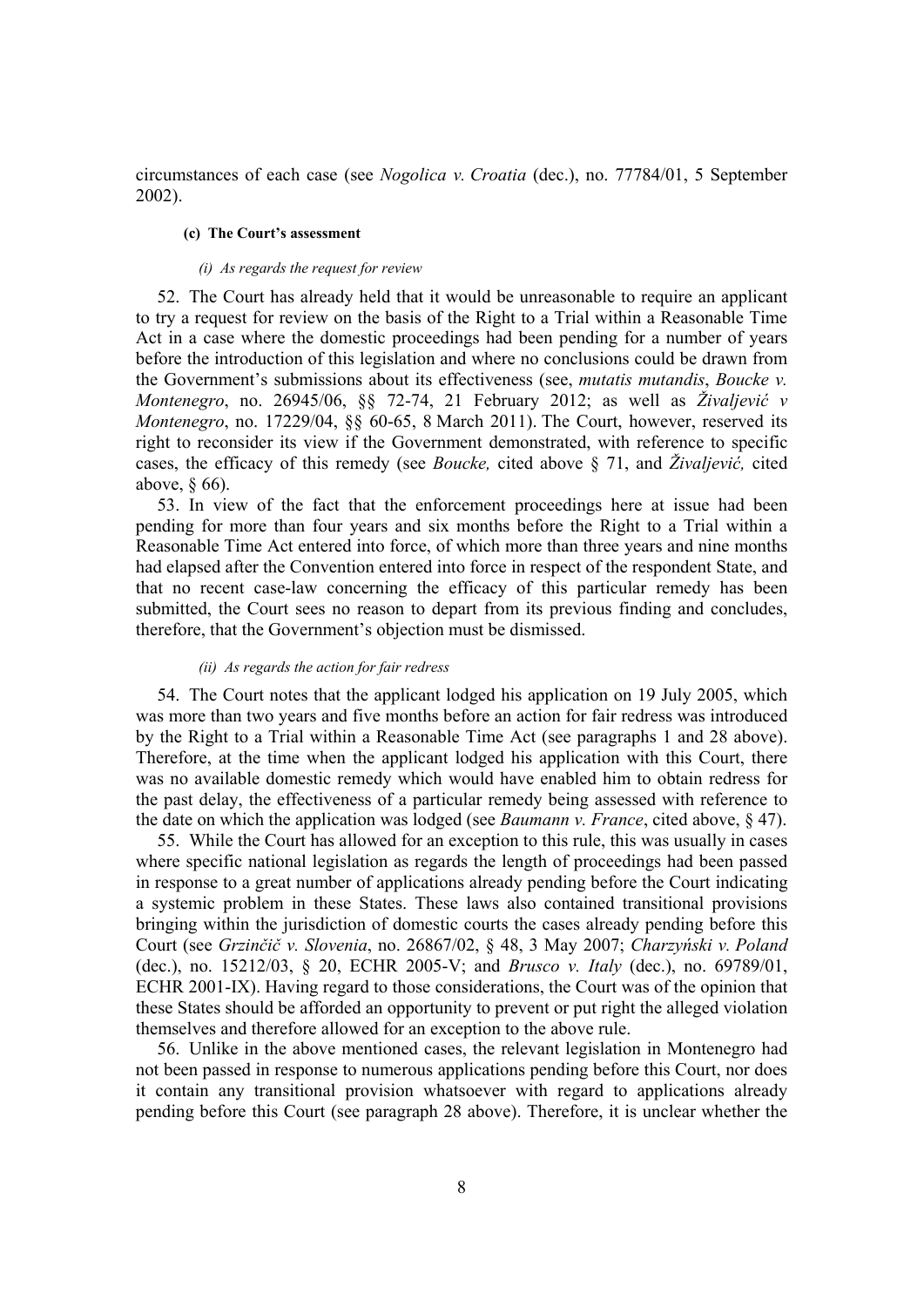circumstances of each case (see *Nogolica v. Croatia* (dec.), no. 77784/01, 5 September 2002).

#### (c) The Court's assessment

##### *(i) As regards the request for review*

52. The Court has already held that it would be unreasonable to require an applicant to try a request for review on the basis of the Right to a Trial within a Reasonable Time Act in a case where the domestic proceedings had been pending for a number of years before the introduction of this legislation and where no conclusions could be drawn from the Government's submissions about its effectiveness (see, *mutatis mutandis*, *Boucke v. Montenegro*, no. 26945/06, §§ 72-74, 21 February 2012; as well as *Živaljević v Montenegro*, no. 17229/04, §§ 60-65, 8 March 2011). The Court, however, reserved its right to reconsider its view if the Government demonstrated, with reference to specific cases, the efficacy of this remedy (see *Boucke,* cited above § 71, and *Živaljević,* cited above, § 66).

53. In view of the fact that the enforcement proceedings here at issue had been pending for more than four years and six months before the Right to a Trial within a Reasonable Time Act entered into force, of which more than three years and nine months had elapsed after the Convention entered into force in respect of the respondent State, and that no recent case-law concerning the efficacy of this particular remedy has been submitted, the Court sees no reason to depart from its previous finding and concludes, therefore, that the Government's objection must be dismissed.

##### *(ii) As regards the action for fair redress*

54. The Court notes that the applicant lodged his application on 19 July 2005, which was more than two years and five months before an action for fair redress was introduced by the Right to a Trial within a Reasonable Time Act (see paragraphs 1 and 28 above). Therefore, at the time when the applicant lodged his application with this Court, there was no available domestic remedy which would have enabled him to obtain redress for the past delay, the effectiveness of a particular remedy being assessed with reference to the date on which the application was lodged (see *Baumann v. France*, cited above, § 47).

55. While the Court has allowed for an exception to this rule, this was usually in cases where specific national legislation as regards the length of proceedings had been passed in response to a great number of applications already pending before the Court indicating a systemic problem in these States. These laws also contained transitional provisions bringing within the jurisdiction of domestic courts the cases already pending before this Court (see *Grzinčič v. Slovenia*, no. 26867/02, § 48, 3 May 2007; *Charzyński v. Poland* (dec.), no. 15212/03, § 20, ECHR 2005-V; and *Brusco v. Italy* (dec.), no. 69789/01, ECHR 2001-IX). Having regard to those considerations, the Court was of the opinion that these States should be afforded an opportunity to prevent or put right the alleged violation themselves and therefore allowed for an exception to the above rule.

56. Unlike in the above mentioned cases, the relevant legislation in Montenegro had not been passed in response to numerous applications pending before this Court, nor does it contain any transitional provision whatsoever with regard to applications already pending before this Court (see paragraph 28 above). Therefore, it is unclear whether the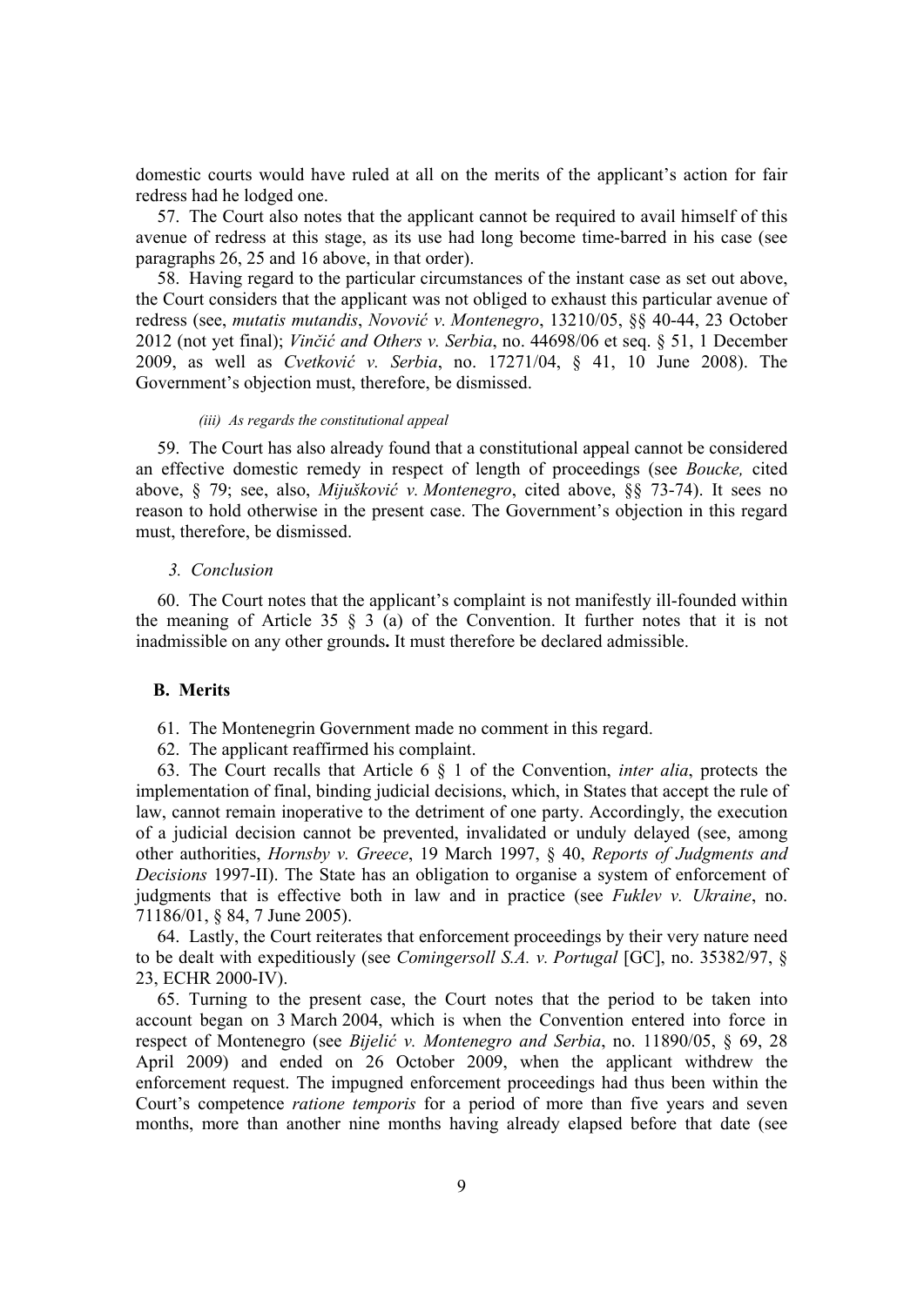domestic courts would have ruled at all on the merits of the applicant's action for fair redress had he lodged one.

57. The Court also notes that the applicant cannot be required to avail himself of this avenue of redress at this stage, as its use had long become time-barred in his case (see paragraphs 26, 25 and 16 above, in that order).

58. Having regard to the particular circumstances of the instant case as set out above, the Court considers that the applicant was not obliged to exhaust this particular avenue of redress (see, *mutatis mutandis*, *Novović v. Montenegro*, 13210/05, §§ 40-44, 23 October 2012 (not yet final); *Vinčić and Others v. Serbia*, no. 44698/06 et seq. § 51, 1 December 2009, as well as *Cvetković v. Serbia*, no. 17271/04, § 41, 10 June 2008). The Government's objection must, therefore, be dismissed.

*(iii) As regards the constitutional appeal*

59. The Court has also already found that a constitutional appeal cannot be considered an effective domestic remedy in respect of length of proceedings (see *Boucke,* cited above, § 79; see, also, *Mijušković v. Montenegro*, cited above, §§ 73-74). It sees no reason to hold otherwise in the present case. The Government's objection in this regard must, therefore, be dismissed.

*3. Conclusion*

60. The Court notes that the applicant's complaint is not manifestly ill-founded within the meaning of Article 35 § 3 (a) of the Convention. It further notes that it is not inadmissible on any other grounds**.** It must therefore be declared admissible.

### B. Merits

61. The Montenegrin Government made no comment in this regard.

62. The applicant reaffirmed his complaint.

63. The Court recalls that Article 6 § 1 of the Convention, *inter alia*, protects the implementation of final, binding judicial decisions, which, in States that accept the rule of law, cannot remain inoperative to the detriment of one party. Accordingly, the execution of a judicial decision cannot be prevented, invalidated or unduly delayed (see, among other authorities, *Hornsby v. Greece*, 19 March 1997, § 40, *Reports of Judgments and Decisions* 1997-II). The State has an obligation to organise a system of enforcement of judgments that is effective both in law and in practice (see *Fuklev v. Ukraine*, no. 71186/01, § 84, 7 June 2005).

64. Lastly, the Court reiterates that enforcement proceedings by their very nature need to be dealt with expeditiously (see *Comingersoll S.A. v. Portugal* [GC], no. 35382/97, § 23, ECHR 2000-IV).

65. Turning to the present case, the Court notes that the period to be taken into account began on 3 March 2004, which is when the Convention entered into force in respect of Montenegro (see *Bijelić v. Montenegro and Serbia*, no. 11890/05, § 69, 28 April 2009) and ended on 26 October 2009, when the applicant withdrew the enforcement request. The impugned enforcement proceedings had thus been within the Court's competence *ratione temporis* for a period of more than five years and seven months, more than another nine months having already elapsed before that date (see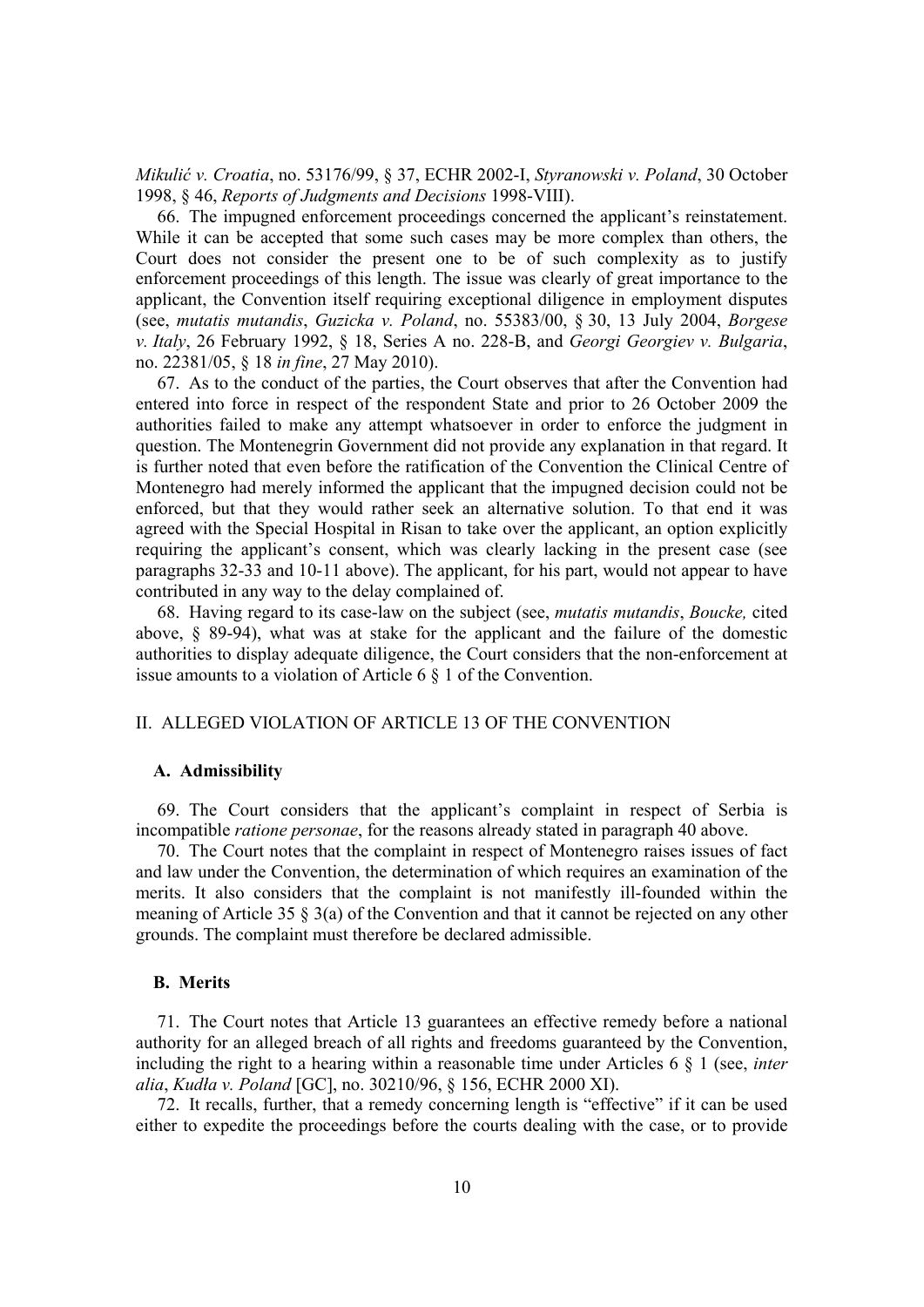*Mikulić v. Croatia*, no. 53176/99, § 37, ECHR 2002-I, *Styranowski v. Poland*, 30 October 1998, § 46, *Reports of Judgments and Decisions* 1998-VIII).

66. The impugned enforcement proceedings concerned the applicant's reinstatement. While it can be accepted that some such cases may be more complex than others, the Court does not consider the present one to be of such complexity as to justify enforcement proceedings of this length. The issue was clearly of great importance to the applicant, the Convention itself requiring exceptional diligence in employment disputes (see, *mutatis mutandis*, *Guzicka v. Poland*, no. 55383/00, § 30, 13 July 2004, *Borgese v. Italy*, 26 February 1992, § 18, Series A no. 228-B, and *Georgi Georgiev v. Bulgaria*, no. 22381/05, § 18 *in fine*, 27 May 2010).

67. As to the conduct of the parties, the Court observes that after the Convention had entered into force in respect of the respondent State and prior to 26 October 2009 the authorities failed to make any attempt whatsoever in order to enforce the judgment in question. The Montenegrin Government did not provide any explanation in that regard. It is further noted that even before the ratification of the Convention the Clinical Centre of Montenegro had merely informed the applicant that the impugned decision could not be enforced, but that they would rather seek an alternative solution. To that end it was agreed with the Special Hospital in Risan to take over the applicant, an option explicitly requiring the applicant's consent, which was clearly lacking in the present case (see paragraphs 32-33 and 10-11 above). The applicant, for his part, would not appear to have contributed in any way to the delay complained of.

68. Having regard to its case-law on the subject (see, *mutatis mutandis*, *Boucke,* cited above, § 89-94), what was at stake for the applicant and the failure of the domestic authorities to display adequate diligence, the Court considers that the non-enforcement at issue amounts to a violation of Article 6 § 1 of the Convention.

## II. ALLEGED VIOLATION OF ARTICLE 13 OF THE CONVENTION

### A. Admissibility

69. The Court considers that the applicant's complaint in respect of Serbia is incompatible *ratione personae*, for the reasons already stated in paragraph 40 above.

70. The Court notes that the complaint in respect of Montenegro raises issues of fact and law under the Convention, the determination of which requires an examination of the merits. It also considers that the complaint is not manifestly ill-founded within the meaning of Article 35 § 3(a) of the Convention and that it cannot be rejected on any other grounds. The complaint must therefore be declared admissible.

### B. Merits

71. The Court notes that Article 13 guarantees an effective remedy before a national authority for an alleged breach of all rights and freedoms guaranteed by the Convention, including the right to a hearing within a reasonable time under Articles 6 § 1 (see, *inter alia*, *Kudła v. Poland* [GC], no. 30210/96, § 156, ECHR 2000 XI).

72. It recalls, further, that a remedy concerning length is "effective" if it can be used either to expedite the proceedings before the courts dealing with the case, or to provide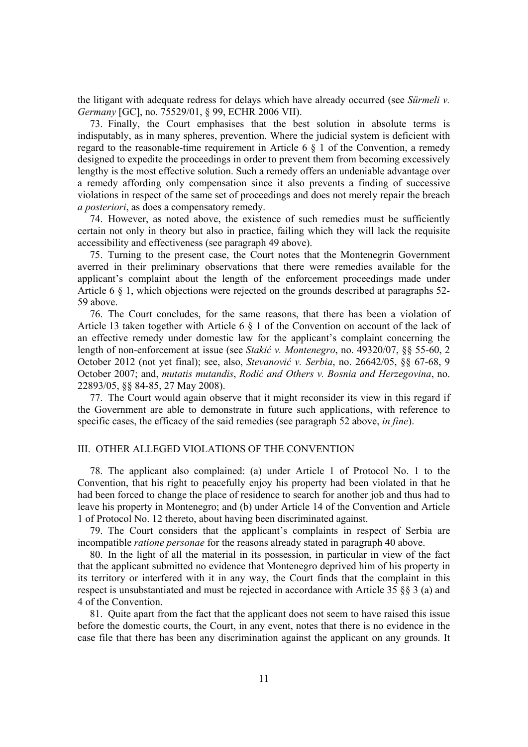the litigant with adequate redress for delays which have already occurred (see *Sürmeli v. Germany* [GC], no. 75529/01, § 99, ECHR 2006 VII).

73. Finally, the Court emphasises that the best solution in absolute terms is indisputably, as in many spheres, prevention. Where the judicial system is deficient with regard to the reasonable-time requirement in Article 6 § 1 of the Convention, a remedy designed to expedite the proceedings in order to prevent them from becoming excessively lengthy is the most effective solution. Such a remedy offers an undeniable advantage over a remedy affording only compensation since it also prevents a finding of successive violations in respect of the same set of proceedings and does not merely repair the breach *a posteriori*, as does a compensatory remedy.

74. However, as noted above, the existence of such remedies must be sufficiently certain not only in theory but also in practice, failing which they will lack the requisite accessibility and effectiveness (see paragraph 49 above).

75. Turning to the present case, the Court notes that the Montenegrin Government averred in their preliminary observations that there were remedies available for the applicant's complaint about the length of the enforcement proceedings made under Article 6 § 1, which objections were rejected on the grounds described at paragraphs 52-59 above.

76. The Court concludes, for the same reasons, that there has been a violation of Article 13 taken together with Article 6 § 1 of the Convention on account of the lack of an effective remedy under domestic law for the applicant's complaint concerning the length of non-enforcement at issue (see *Stakić v. Montenegro*, no. 49320/07, §§ 55-60, 2 October 2012 (not yet final); see, also, *Stevanović v. Serbia*, no. 26642/05, §§ 67-68, 9 October 2007; and, *mutatis mutandis*, *Rodić and Others v. Bosnia and Herzegovina*, no. 22893/05, §§ 84-85, 27 May 2008).

77. The Court would again observe that it might reconsider its view in this regard if the Government are able to demonstrate in future such applications, with reference to specific cases, the efficacy of the said remedies (see paragraph 52 above, *in fine*).

## III. OTHER ALLEGED VIOLATIONS OF THE CONVENTION

78. The applicant also complained: (a) under Article 1 of Protocol No. 1 to the Convention, that his right to peacefully enjoy his property had been violated in that he had been forced to change the place of residence to search for another job and thus had to leave his property in Montenegro; and (b) under Article 14 of the Convention and Article 1 of Protocol No. 12 thereto, about having been discriminated against.

79. The Court considers that the applicant's complaints in respect of Serbia are incompatible *ratione personae* for the reasons already stated in paragraph 40 above.

80. In the light of all the material in its possession, in particular in view of the fact that the applicant submitted no evidence that Montenegro deprived him of his property in its territory or interfered with it in any way, the Court finds that the complaint in this respect is unsubstantiated and must be rejected in accordance with Article 35 §§ 3 (a) and 4 of the Convention.

81. Quite apart from the fact that the applicant does not seem to have raised this issue before the domestic courts, the Court, in any event, notes that there is no evidence in the case file that there has been any discrimination against the applicant on any grounds. It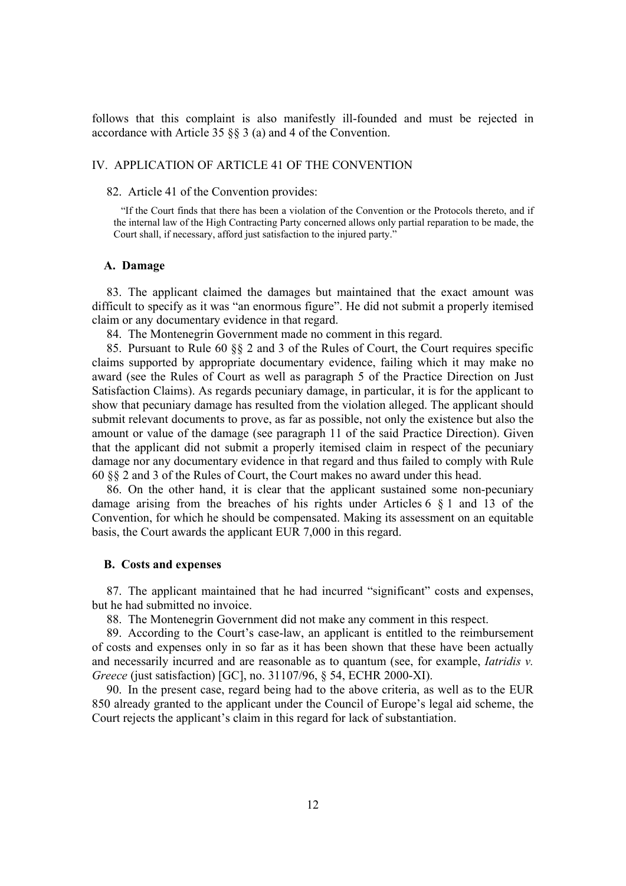follows that this complaint is also manifestly ill-founded and must be rejected in accordance with Article 35 §§ 3 (a) and 4 of the Convention.

## IV. APPLICATION OF ARTICLE 41 OF THE CONVENTION

82. Article 41 of the Convention provides:

> "If the Court finds that there has been a violation of the Convention or the Protocols thereto, and if the internal law of the High Contracting Party concerned allows only partial reparation to be made, the Court shall, if necessary, afford just satisfaction to the injured party."

### A. Damage

83. The applicant claimed the damages but maintained that the exact amount was difficult to specify as it was "an enormous figure". He did not submit a properly itemised claim or any documentary evidence in that regard.

84. The Montenegrin Government made no comment in this regard.

85. Pursuant to Rule 60 §§ 2 and 3 of the Rules of Court, the Court requires specific claims supported by appropriate documentary evidence, failing which it may make no award (see the Rules of Court as well as paragraph 5 of the Practice Direction on Just Satisfaction Claims). As regards pecuniary damage, in particular, it is for the applicant to show that pecuniary damage has resulted from the violation alleged. The applicant should submit relevant documents to prove, as far as possible, not only the existence but also the amount or value of the damage (see paragraph 11 of the said Practice Direction). Given that the applicant did not submit a properly itemised claim in respect of the pecuniary damage nor any documentary evidence in that regard and thus failed to comply with Rule 60 §§ 2 and 3 of the Rules of Court, the Court makes no award under this head.

86. On the other hand, it is clear that the applicant sustained some non-pecuniary damage arising from the breaches of his rights under Articles 6 § 1 and 13 of the Convention, for which he should be compensated. Making its assessment on an equitable basis, the Court awards the applicant EUR 7,000 in this regard.

### B. Costs and expenses

87. The applicant maintained that he had incurred "significant" costs and expenses, but he had submitted no invoice.

88. The Montenegrin Government did not make any comment in this respect.

89. According to the Court's case-law, an applicant is entitled to the reimbursement of costs and expenses only in so far as it has been shown that these have been actually and necessarily incurred and are reasonable as to quantum (see, for example, *Iatridis v. Greece* (just satisfaction) [GC], no. 31107/96, § 54, ECHR 2000-XI).

90. In the present case, regard being had to the above criteria, as well as to the EUR 850 already granted to the applicant under the Council of Europe's legal aid scheme, the Court rejects the applicant's claim in this regard for lack of substantiation.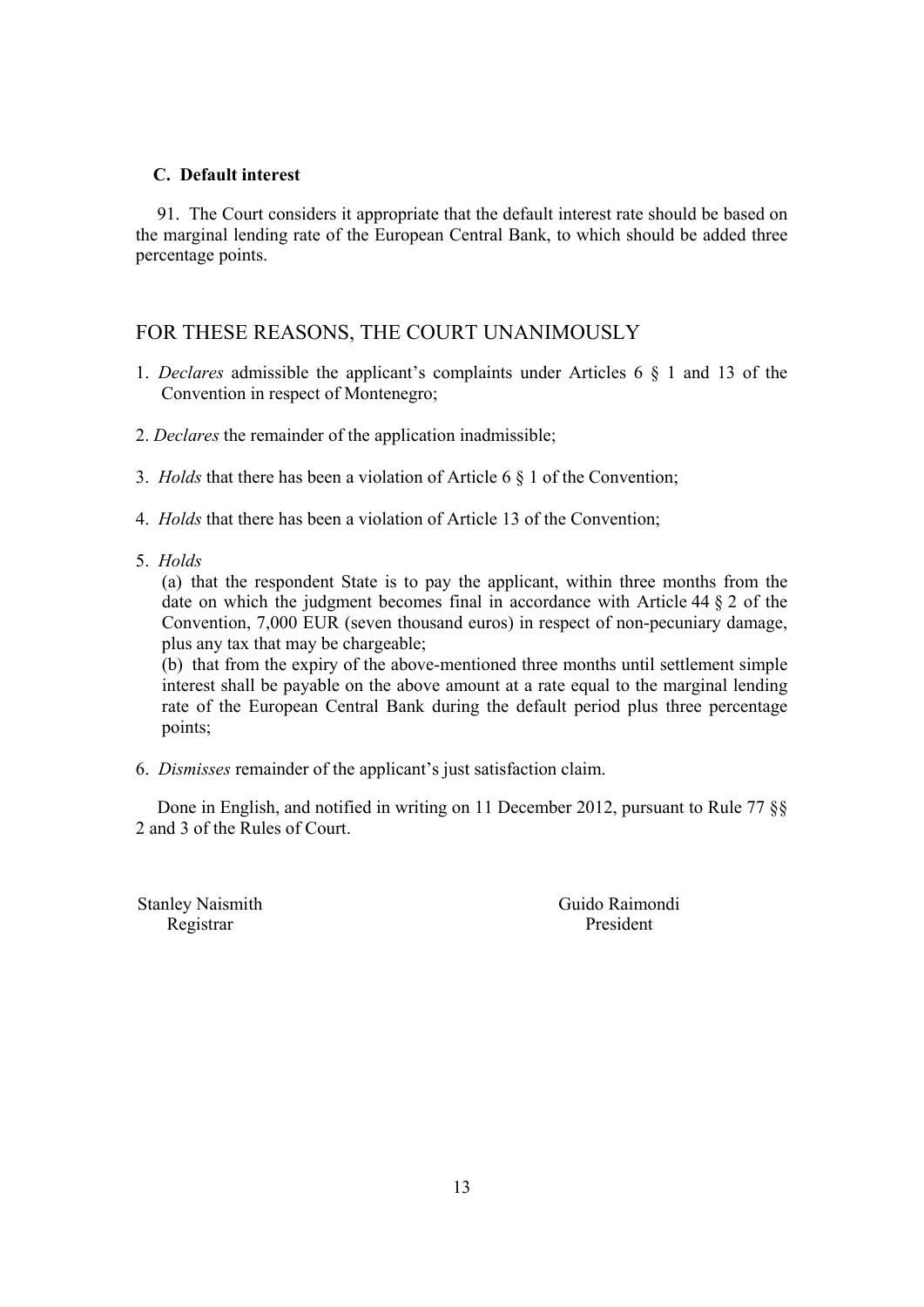### C. Default interest

91. The Court considers it appropriate that the default interest rate should be based on the marginal lending rate of the European Central Bank, to which should be added three percentage points.

## FOR THESE REASONS, THE COURT UNANIMOUSLY

1. *Declares* admissible the applicant's complaints under Articles 6 § 1 and 13 of the Convention in respect of Montenegro;

2. *Declares* the remainder of the application inadmissible;

3. *Holds* that there has been a violation of Article 6 § 1 of the Convention;

4. *Holds* that there has been a violation of Article 13 of the Convention;

5. *Holds*

   (a) that the respondent State is to pay the applicant, within three months from the date on which the judgment becomes final in accordance with Article 44 § 2 of the Convention, 7,000 EUR (seven thousand euros) in respect of non-pecuniary damage, plus any tax that may be chargeable;

   (b) that from the expiry of the above-mentioned three months until settlement simple interest shall be payable on the above amount at a rate equal to the marginal lending rate of the European Central Bank during the default period plus three percentage points;

6. *Dismisses* remainder of the applicant's just satisfaction claim.

Done in English, and notified in writing on 11 December 2012, pursuant to Rule 77 §§ 2 and 3 of the Rules of Court.

Stanley Naismith
Registrar

Guido Raimondi
President